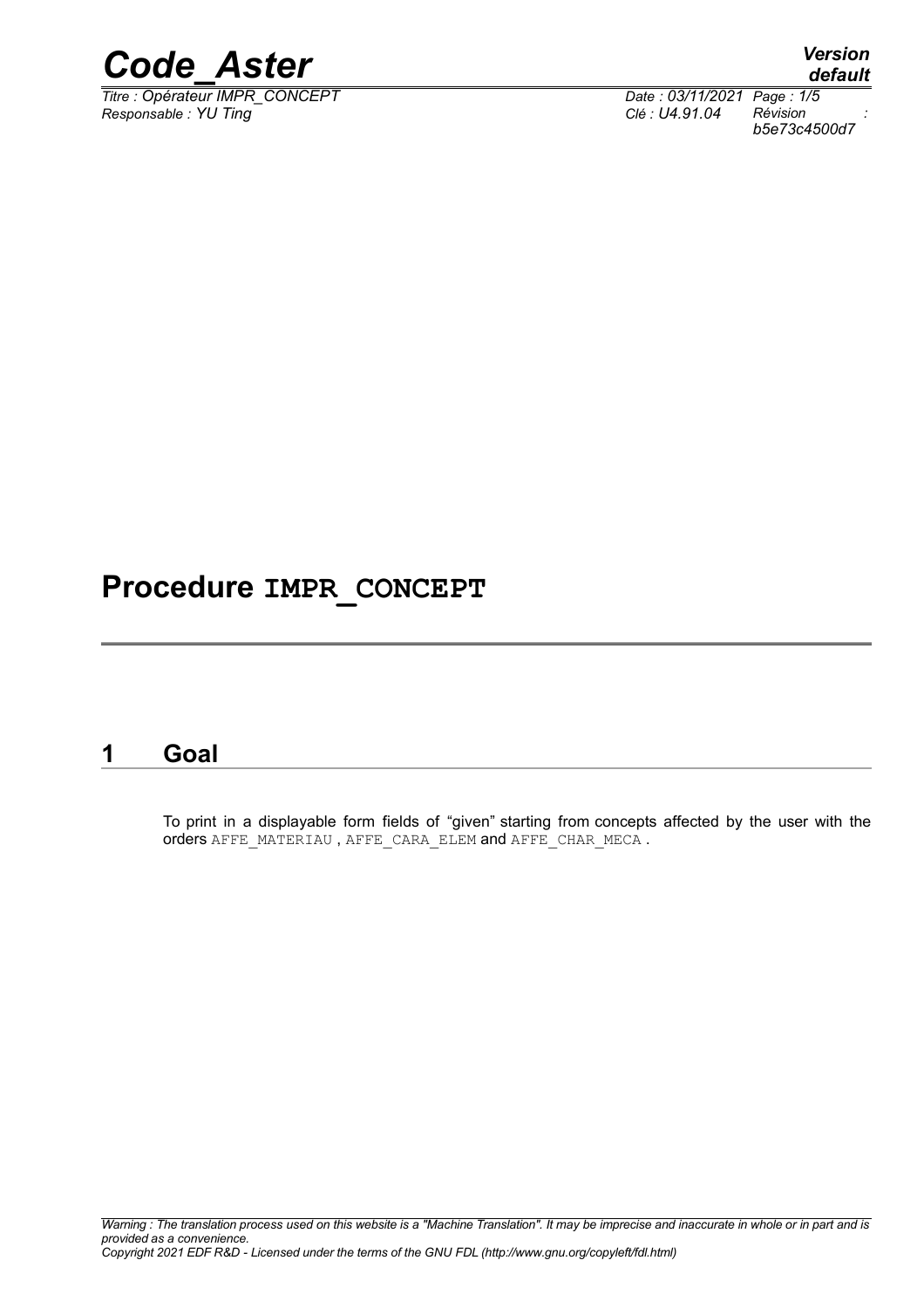# Procedure IMPR_CONCEPT

## 1 Goal

To print in a displayable form fields of "given" starting from concepts affected by the user with the orders AFFE_MATERIAU , AFFE_CARA_ELEM and AFFE_CHAR_MECA .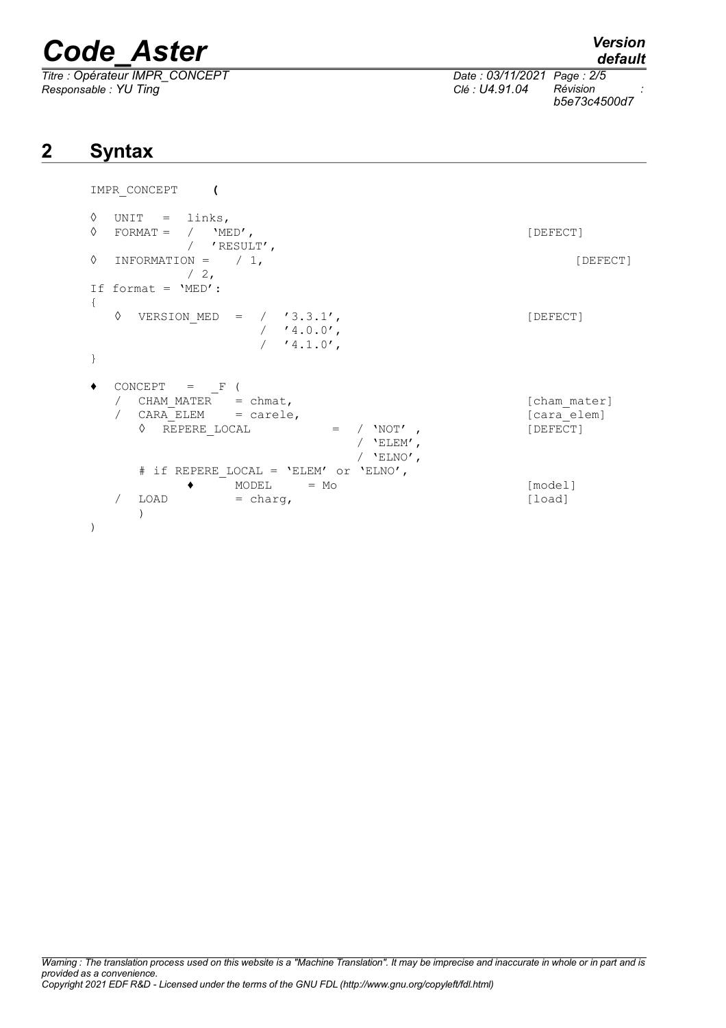# 2 Syntax

```
IMPR_CONCEPT     (

◊  UNIT   =  links,
◊  FORMAT =  /  'MED',                                          [DEFECT]
             /  'RESULT',
◊  INFORMATION =    / 1,                                          [DEFECT]
             / 2,
If format = 'MED':
{
   ◊  VERSION_MED   =  /  '3.3.1',                              [DEFECT]
                       /  '4.0.0',
                       /  '4.1.0',
}

♦  CONCEPT   =   _F (
   /  CHAM_MATER   = chmat,                                     [cham_mater]
   /  CARA_ELEM    = carele,                                    [cara_elem]
      ◊  REPERE_LOCAL           =  / 'NOT' ,                    [DEFECT]
                                   / 'ELEM',
                                   / 'ELNO',
      # if REPERE_LOCAL = 'ELEM' or 'ELNO',
            ♦     MODEL     = Mo                                [model]
   /  LOAD          = charg,                                    [load]
      )
)
```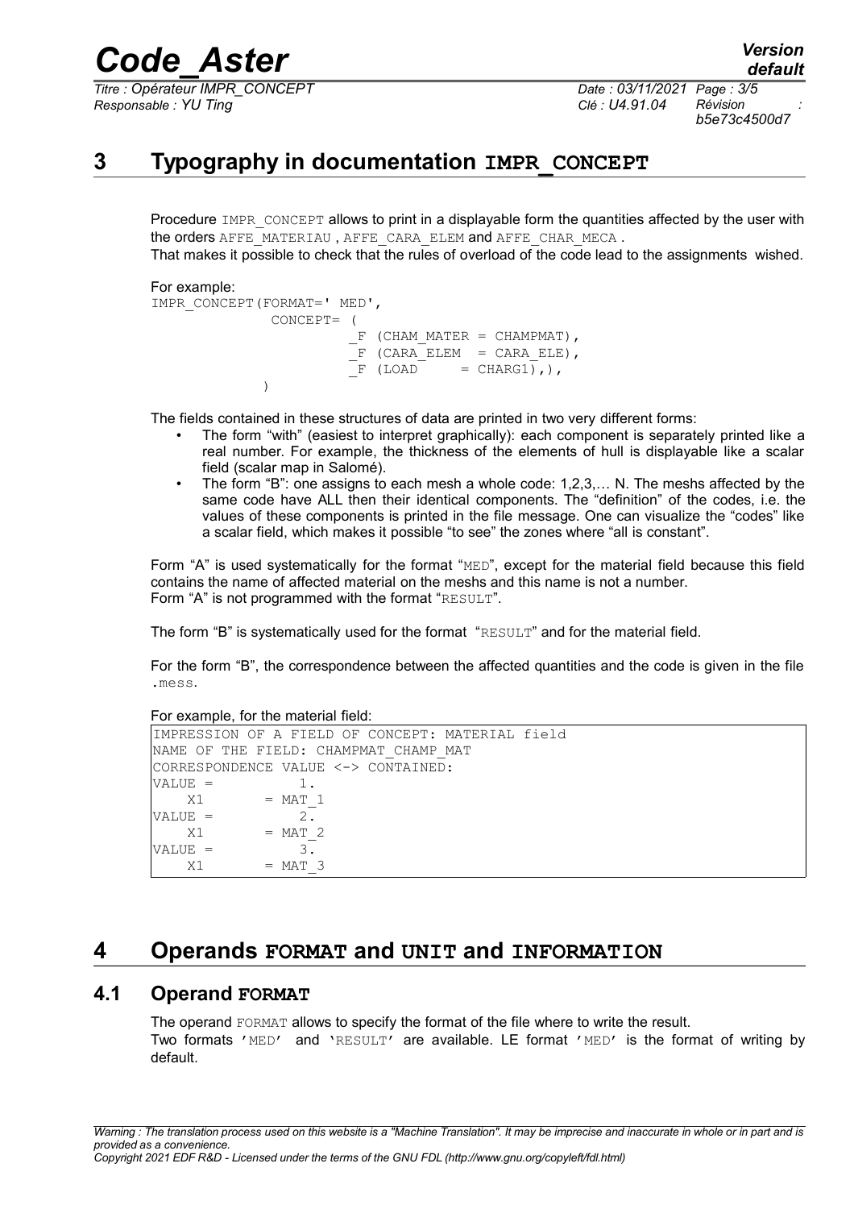# 3 Typography in documentation IMPR_CONCEPT

Procedure IMPR_CONCEPT allows to print in a displayable form the quantities affected by the user with the orders AFFE_MATERIAU , AFFE_CARA_ELEM and AFFE_CHAR_MECA .
That makes it possible to check that the rules of overload of the code lead to the assignments wished.

For example:

```
IMPR_CONCEPT(FORMAT=' MED',
             CONCEPT= (
                      _F (CHAM_MATER = CHAMPMAT),
                      _F (CARA_ELEM  = CARA_ELE),
                      _F (LOAD       = CHARG1),),
            )
```

The fields contained in these structures of data are printed in two very different forms:

- The form "with" (easiest to interpret graphically): each component is separately printed like a real number. For example, the thickness of the elements of hull is displayable like a scalar field (scalar map in Salomé).
- The form "B": one assigns to each mesh a whole code: 1,2,3,… N. The meshs affected by the same code have ALL then their identical components. The "definition" of the codes, i.e. the values of these components is printed in the file message. One can visualize the "codes" like a scalar field, which makes it possible "to see" the zones where "all is constant".

Form "A" is used systematically for the format "MED", except for the material field because this field contains the name of affected material on the meshs and this name is not a number.
Form "A" is not programmed with the format "RESULT".

The form "B" is systematically used for the format "RESULT" and for the material field.

For the form "B", the correspondence between the affected quantities and the code is given in the file .mess.

For example, for the material field:

```
IMPRESSION OF A FIELD OF CONCEPT: MATERIAL field
NAME OF THE FIELD: CHAMPMAT_CHAMP_MAT
CORRESPONDENCE VALUE <-> CONTAINED:
VALUE =          1.
    X1       = MAT_1
VALUE =          2.
    X1       = MAT_2
VALUE =          3.
    X1       = MAT_3
```

# 4 Operands FORMAT and UNIT and INFORMATION

## 4.1 Operand FORMAT

The operand FORMAT allows to specify the format of the file where to write the result.
Two formats 'MED' and 'RESULT' are available. LE format 'MED' is the format of writing by default.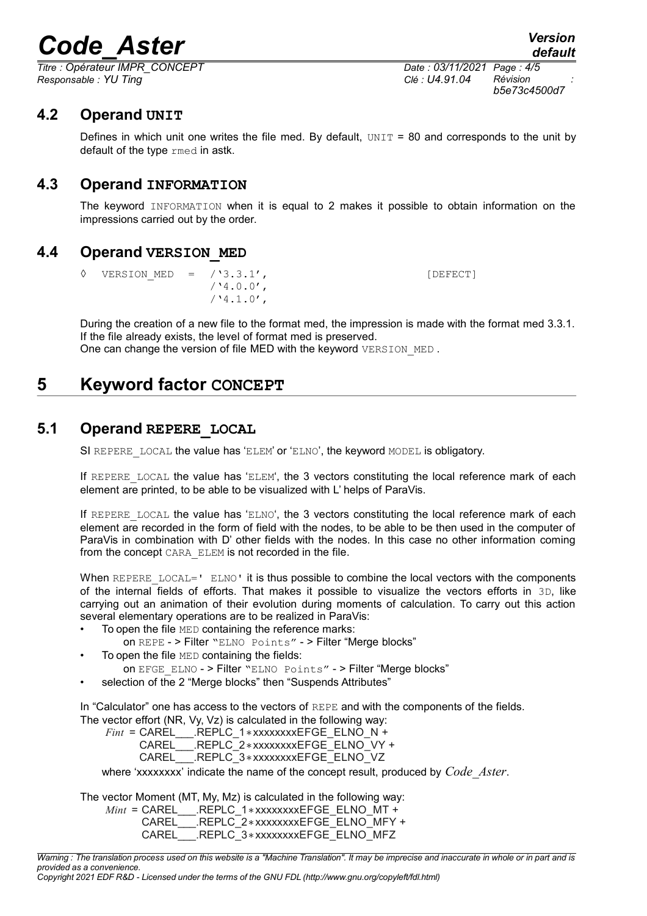### 4.2 Operand UNIT

Defines in which unit one writes the file med. By default, UNIT = 80 and corresponds to the unit by default of the type rmed in astk.

### 4.3 Operand INFORMATION

The keyword INFORMATION when it is equal to 2 makes it possible to obtain information on the impressions carried out by the order.

### 4.4 Operand VERSION_MED

```
◊  VERSION_MED  =  /'3.3.1',                [DEFECT]
                   /'4.0.0',
                   /'4.1.0',
```

During the creation of a new file to the format med, the impression is made with the format med 3.3.1. If the file already exists, the level of format med is preserved.
One can change the version of file MED with the keyword VERSION_MED .

## 5 Keyword factor CONCEPT

### 5.1 Operand REPERE_LOCAL

SI REPERE_LOCAL the value has 'ELEM' or 'ELNO', the keyword MODEL is obligatory.

If REPERE_LOCAL the value has 'ELEM', the 3 vectors constituting the local reference mark of each element are printed, to be able to be visualized with L' helps of ParaVis.

If REPERE_LOCAL the value has 'ELNO', the 3 vectors constituting the local reference mark of each element are recorded in the form of field with the nodes, to be able to be then used in the computer of ParaVis in combination with D' other fields with the nodes. In this case no other information coming from the concept CARA_ELEM is not recorded in the file.

When REPERE_LOCAL=' ELNO' it is thus possible to combine the local vectors with the components of the internal fields of efforts. That makes it possible to visualize the vectors efforts in 3D, like carrying out an animation of their evolution during moments of calculation. To carry out this action several elementary operations are to be realized in ParaVis:

- To open the file MED containing the reference marks:
  on REPE - > Filter "ELNO Points" - > Filter "Merge blocks"
- To open the file MED containing the fields:
  on EFGE_ELNO - > Filter "ELNO Points" - > Filter "Merge blocks"
- selection of the 2 "Merge blocks" then "Suspends Attributes"

In "Calculator" one has access to the vectors of REPE and with the components of the fields.
The vector effort (NR, Vy, Vz) is calculated in the following way:

*Fint* = CAREL___.REPLC_1∗xxxxxxxxEFGE_ELNO_N +
CAREL___.REPLC_2∗xxxxxxxxEFGE_ELNO_VY +
CAREL___.REPLC_3∗xxxxxxxxEFGE_ELNO_VZ

where 'xxxxxxxx' indicate the name of the concept result, produced by *Code_Aster*.

The vector Moment (MT, My, Mz) is calculated in the following way:

*Mint* = CAREL___.REPLC_1∗xxxxxxxxEFGE_ELNO_MT +
CAREL___.REPLC_2∗xxxxxxxxEFGE_ELNO_MFY +
CAREL___.REPLC_3∗xxxxxxxxEFGE_ELNO_MFZ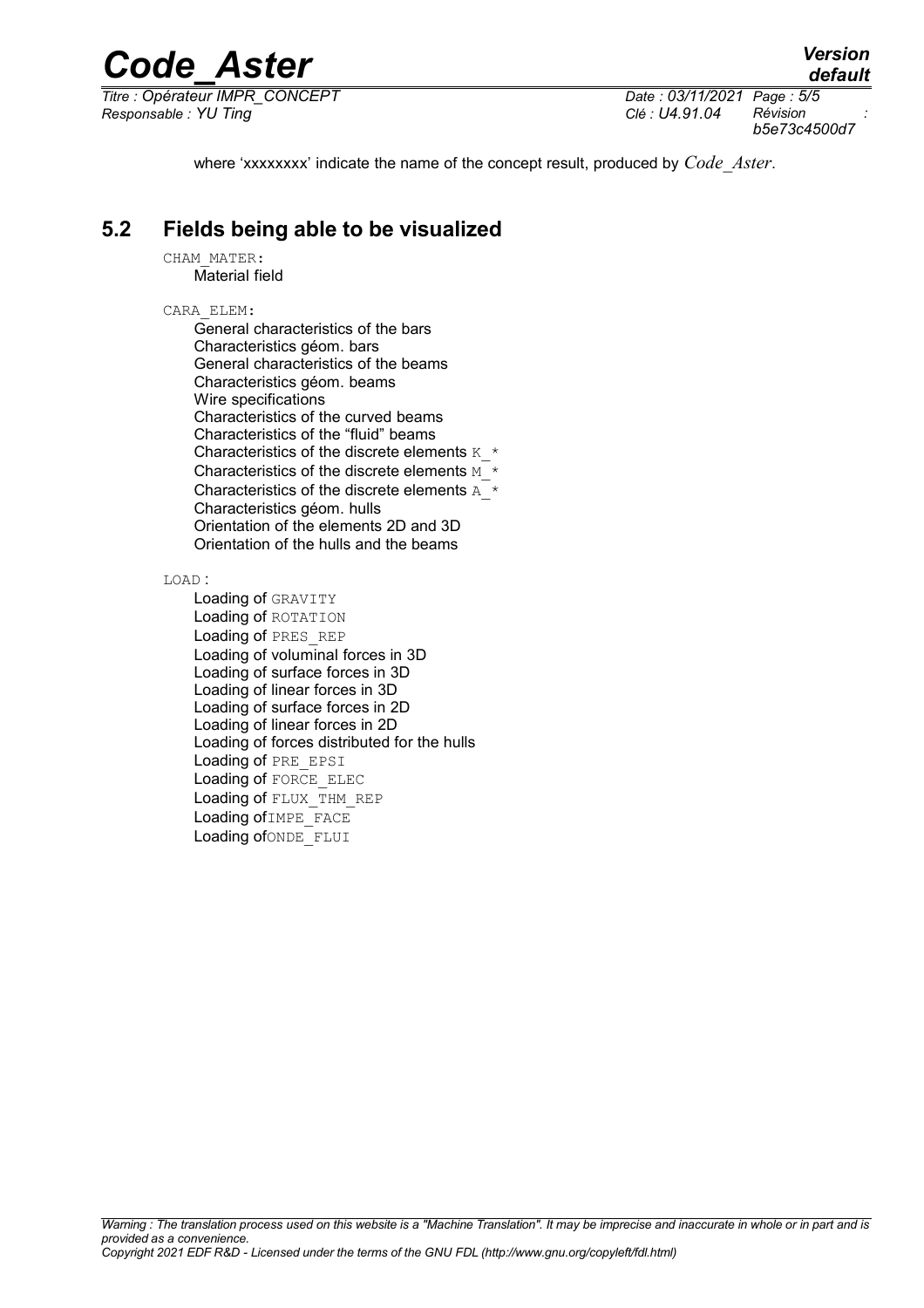where 'xxxxxxxx' indicate the name of the concept result, produced by *Code_Aster*.

## 5.2 Fields being able to be visualized

CHAM_MATER:
Material field

CARA_ELEM:
General characteristics of the bars
Characteristics géom. bars
General characteristics of the beams
Characteristics géom. beams
Wire specifications
Characteristics of the curved beams
Characteristics of the "fluid" beams
Characteristics of the discrete elements K_*
Characteristics of the discrete elements M_*
Characteristics of the discrete elements A_*
Characteristics géom. hulls
Orientation of the elements 2D and 3D
Orientation of the hulls and the beams

LOAD:
Loading of GRAVITY
Loading of ROTATION
Loading of PRES_REP
Loading of voluminal forces in 3D
Loading of surface forces in 3D
Loading of linear forces in 3D
Loading of surface forces in 2D
Loading of linear forces in 2D
Loading of forces distributed for the hulls
Loading of PRE_EPSI
Loading of FORCE_ELEC
Loading of FLUX_THM_REP
Loading ofIMPE_FACE
Loading ofONDE_FLUI